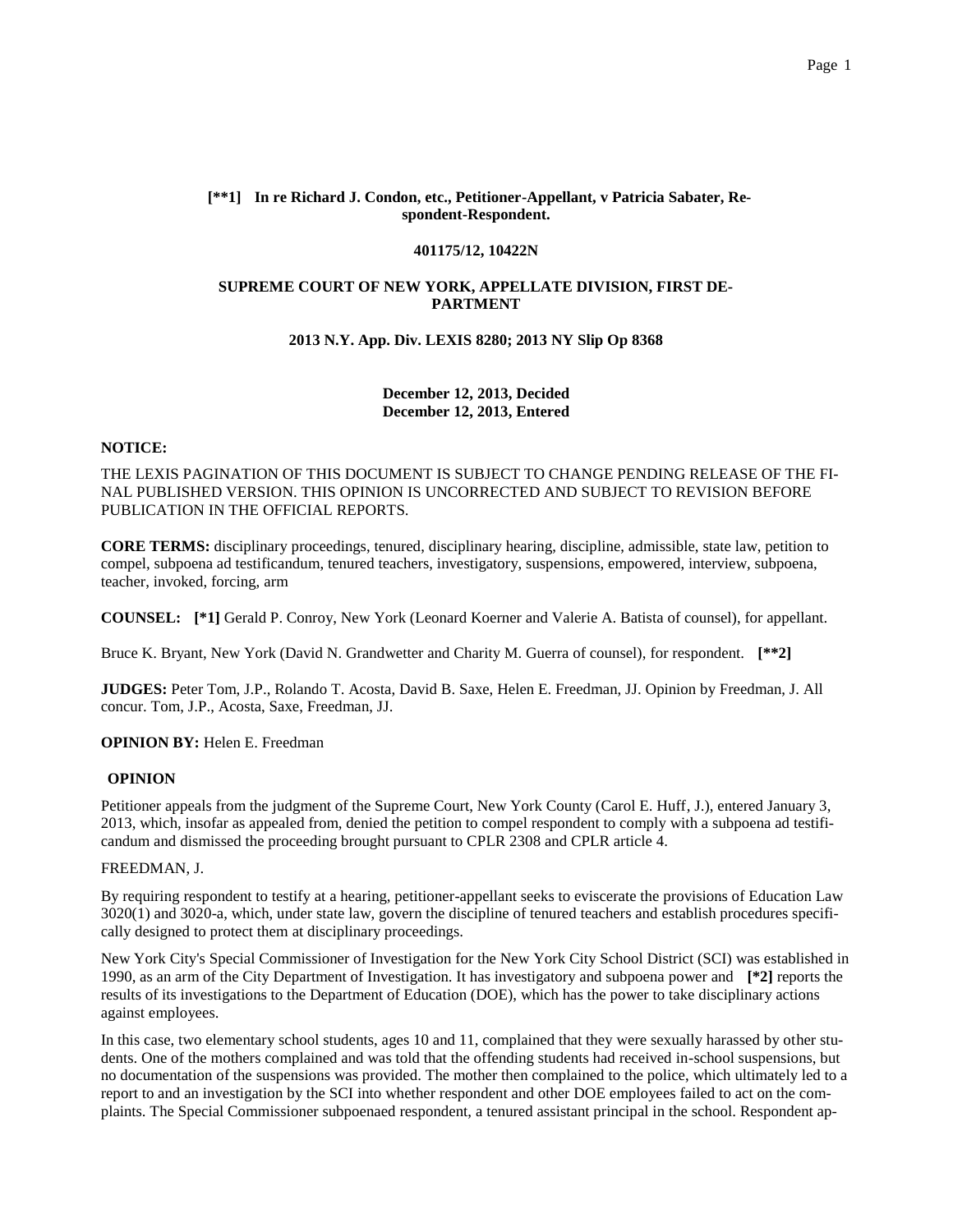**[**1] In re Richard J. Condon, etc., Petitioner-Appellant, v Patricia Sabater, Respondent-Respondent.**

**401175/12, 10422N**

**SUPREME COURT OF NEW YORK, APPELLATE DIVISION, FIRST DEPARTMENT**

**2013 N.Y. App. Div. LEXIS 8280; 2013 NY Slip Op 8368**

**December 12, 2013, Decided**
**December 12, 2013, Entered**

**NOTICE:**

THE LEXIS PAGINATION OF THIS DOCUMENT IS SUBJECT TO CHANGE PENDING RELEASE OF THE FINAL PUBLISHED VERSION. THIS OPINION IS UNCORRECTED AND SUBJECT TO REVISION BEFORE PUBLICATION IN THE OFFICIAL REPORTS.

**CORE TERMS:** disciplinary proceedings, tenured, disciplinary hearing, discipline, admissible, state law, petition to compel, subpoena ad testificandum, tenured teachers, investigatory, suspensions, empowered, interview, subpoena, teacher, invoked, forcing, arm

**COUNSEL:** **[*1]** Gerald P. Conroy, New York (Leonard Koerner and Valerie A. Batista of counsel), for appellant.

Bruce K. Bryant, New York (David N. Grandwetter and Charity M. Guerra of counsel), for respondent. **[**2]**

**JUDGES:** Peter Tom, J.P., Rolando T. Acosta, David B. Saxe, Helen E. Freedman, JJ. Opinion by Freedman, J. All concur. Tom, J.P., Acosta, Saxe, Freedman, JJ.

**OPINION BY:** Helen E. Freedman

**OPINION**

Petitioner appeals from the judgment of the Supreme Court, New York County (Carol E. Huff, J.), entered January 3, 2013, which, insofar as appealed from, denied the petition to compel respondent to comply with a subpoena ad testificandum and dismissed the proceeding brought pursuant to CPLR 2308 and CPLR article 4.

FREEDMAN, J.

By requiring respondent to testify at a hearing, petitioner-appellant seeks to eviscerate the provisions of Education Law 3020(1) and 3020-a, which, under state law, govern the discipline of tenured teachers and establish procedures specifically designed to protect them at disciplinary proceedings.

New York City's Special Commissioner of Investigation for the New York City School District (SCI) was established in 1990, as an arm of the City Department of Investigation. It has investigatory and subpoena power and **[*2]** reports the results of its investigations to the Department of Education (DOE), which has the power to take disciplinary actions against employees.

In this case, two elementary school students, ages 10 and 11, complained that they were sexually harassed by other students. One of the mothers complained and was told that the offending students had received in-school suspensions, but no documentation of the suspensions was provided. The mother then complained to the police, which ultimately led to a report to and an investigation by the SCI into whether respondent and other DOE employees failed to act on the complaints. The Special Commissioner subpoenaed respondent, a tenured assistant principal in the school. Respondent ap-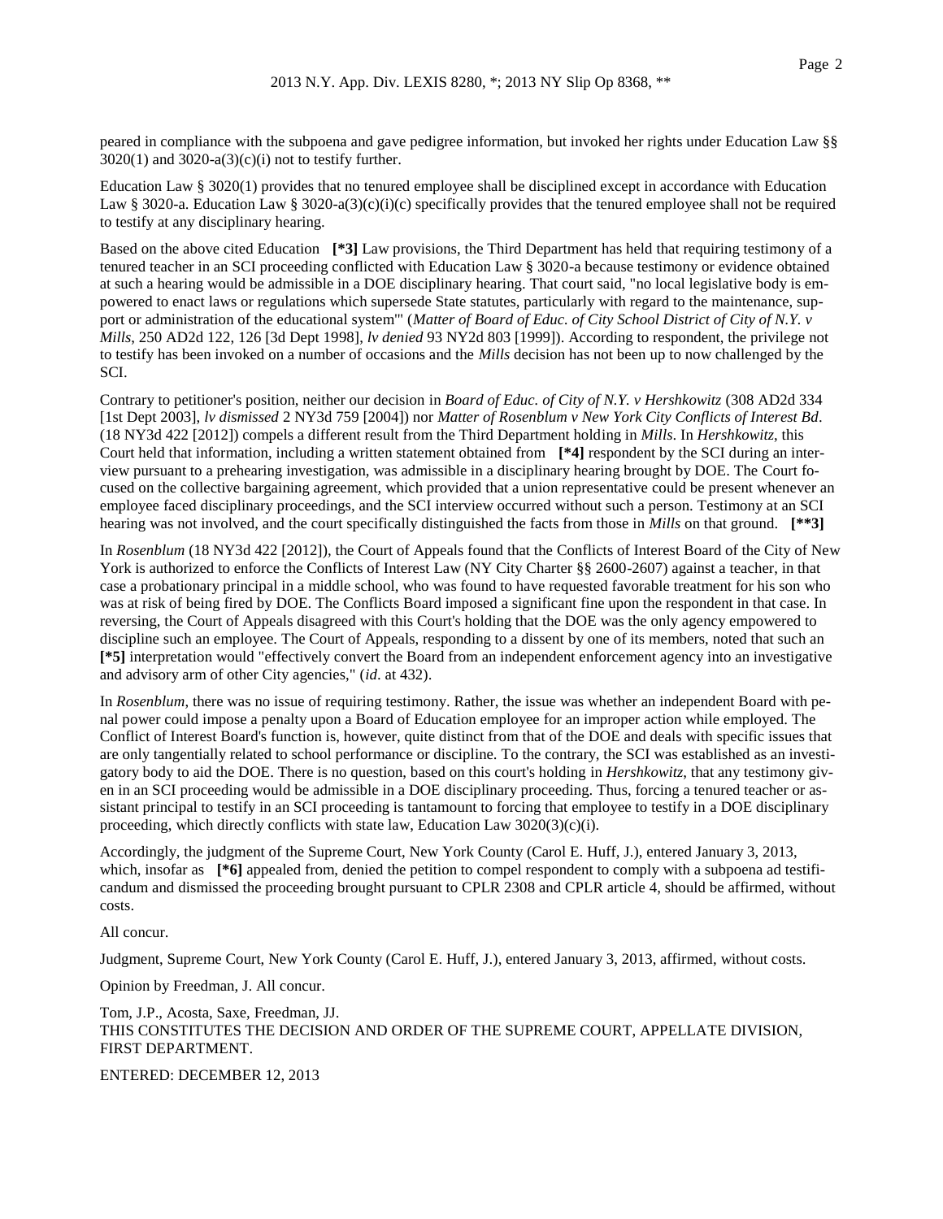peared in compliance with the subpoena and gave pedigree information, but invoked her rights under Education Law §§ 3020(1) and 3020-a(3)(c)(i) not to testify further.

Education Law § 3020(1) provides that no tenured employee shall be disciplined except in accordance with Education Law § 3020-a. Education Law § 3020-a(3)(c)(i)(c) specifically provides that the tenured employee shall not be required to testify at any disciplinary hearing.

Based on the above cited Education **[*3]** Law provisions, the Third Department has held that requiring testimony of a tenured teacher in an SCI proceeding conflicted with Education Law § 3020-a because testimony or evidence obtained at such a hearing would be admissible in a DOE disciplinary hearing. That court said, "no local legislative body is empowered to enact laws or regulations which supersede State statutes, particularly with regard to the maintenance, support or administration of the educational system'" (*Matter of Board of Educ. of City School District of City of N.Y. v Mills*, 250 AD2d 122, 126 [3d Dept 1998], *lv denied* 93 NY2d 803 [1999]). According to respondent, the privilege not to testify has been invoked on a number of occasions and the *Mills* decision has not been up to now challenged by the SCI.

Contrary to petitioner's position, neither our decision in *Board of Educ. of City of N.Y. v Hershkowitz* (308 AD2d 334 [1st Dept 2003], *lv dismissed* 2 NY3d 759 [2004]) nor *Matter of Rosenblum v New York City Conflicts of Interest Bd*. (18 NY3d 422 [2012]) compels a different result from the Third Department holding in *Mills*. In *Hershkowitz*, this Court held that information, including a written statement obtained from **[*4]** respondent by the SCI during an interview pursuant to a prehearing investigation, was admissible in a disciplinary hearing brought by DOE. The Court focused on the collective bargaining agreement, which provided that a union representative could be present whenever an employee faced disciplinary proceedings, and the SCI interview occurred without such a person. Testimony at an SCI hearing was not involved, and the court specifically distinguished the facts from those in *Mills* on that ground. **[**3]**

In *Rosenblum* (18 NY3d 422 [2012]), the Court of Appeals found that the Conflicts of Interest Board of the City of New York is authorized to enforce the Conflicts of Interest Law (NY City Charter §§ 2600-2607) against a teacher, in that case a probationary principal in a middle school, who was found to have requested favorable treatment for his son who was at risk of being fired by DOE. The Conflicts Board imposed a significant fine upon the respondent in that case. In reversing, the Court of Appeals disagreed with this Court's holding that the DOE was the only agency empowered to discipline such an employee. The Court of Appeals, responding to a dissent by one of its members, noted that such an **[*5]** interpretation would "effectively convert the Board from an independent enforcement agency into an investigative and advisory arm of other City agencies," (*id*. at 432).

In *Rosenblum*, there was no issue of requiring testimony. Rather, the issue was whether an independent Board with penal power could impose a penalty upon a Board of Education employee for an improper action while employed. The Conflict of Interest Board's function is, however, quite distinct from that of the DOE and deals with specific issues that are only tangentially related to school performance or discipline. To the contrary, the SCI was established as an investigatory body to aid the DOE. There is no question, based on this court's holding in *Hershkowitz*, that any testimony given in an SCI proceeding would be admissible in a DOE disciplinary proceeding. Thus, forcing a tenured teacher or assistant principal to testify in an SCI proceeding is tantamount to forcing that employee to testify in a DOE disciplinary proceeding, which directly conflicts with state law, Education Law 3020(3)(c)(i).

Accordingly, the judgment of the Supreme Court, New York County (Carol E. Huff, J.), entered January 3, 2013, which, insofar as **[*6]** appealed from, denied the petition to compel respondent to comply with a subpoena ad testificandum and dismissed the proceeding brought pursuant to CPLR 2308 and CPLR article 4, should be affirmed, without costs.

All concur.

Judgment, Supreme Court, New York County (Carol E. Huff, J.), entered January 3, 2013, affirmed, without costs.

Opinion by Freedman, J. All concur.

Tom, J.P., Acosta, Saxe, Freedman, JJ.
THIS CONSTITUTES THE DECISION AND ORDER OF THE SUPREME COURT, APPELLATE DIVISION, FIRST DEPARTMENT.

ENTERED: DECEMBER 12, 2013